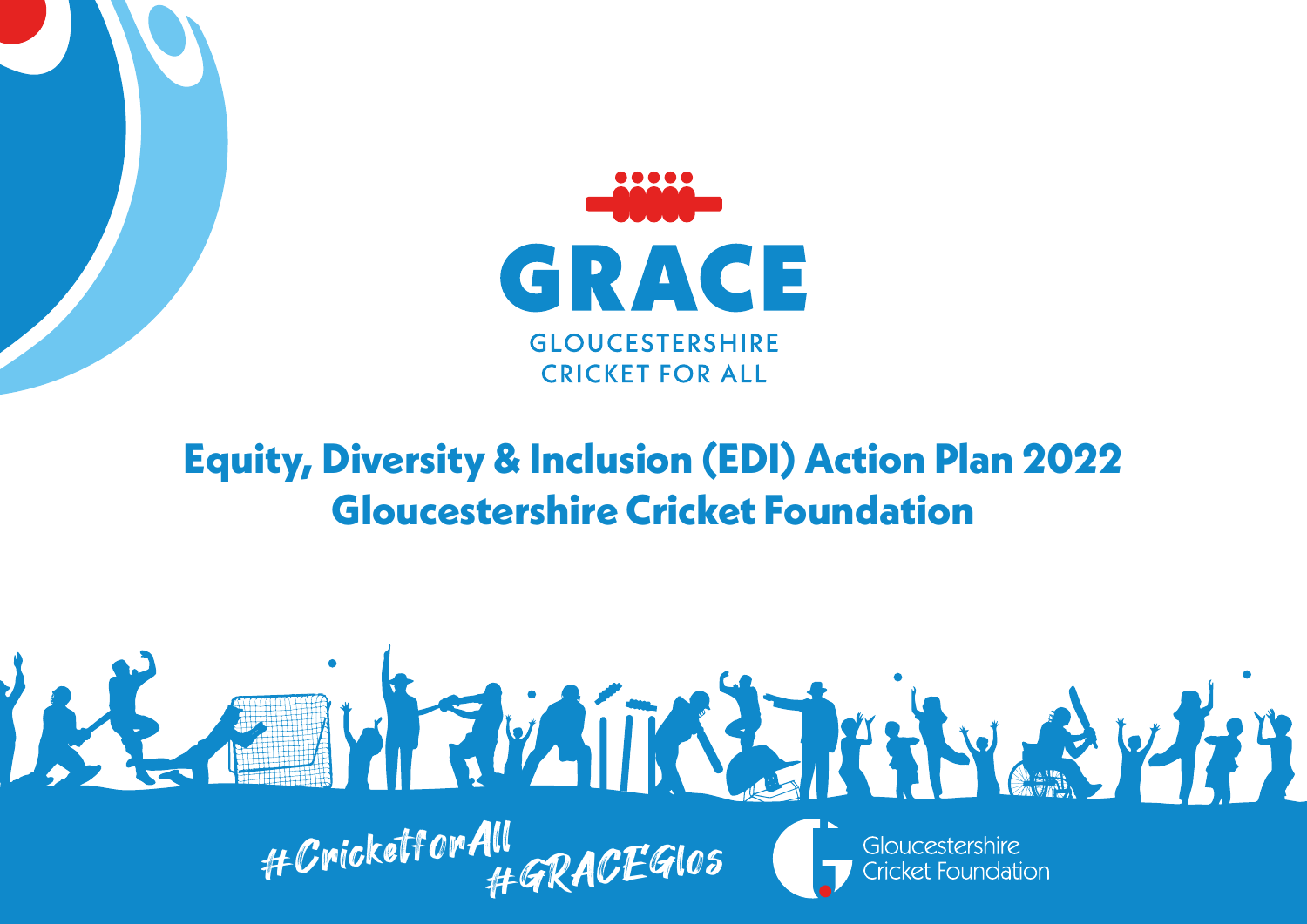# GRACE

GLOUCESTERSHIRE
CRICKET FOR ALL

# Equity, Diversity & Inclusion (EDI) Action Plan 2022
# Gloucestershire Cricket Foundation

#CricketforAll
#GRACEGlos

Gloucestershire Cricket Foundation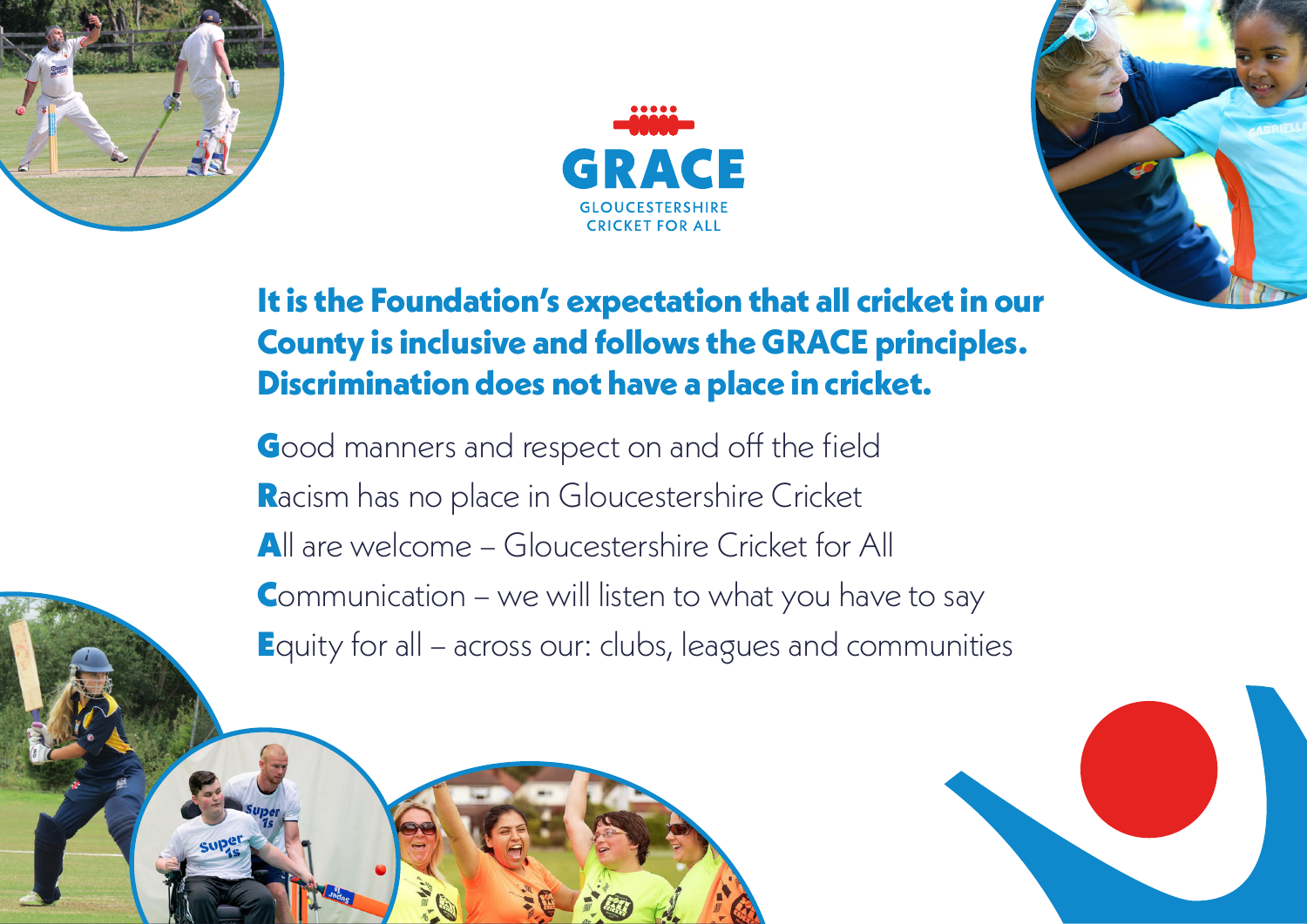# GRACE

GLOUCESTERSHIRE CRICKET FOR ALL

## It is the Foundation's expectation that all cricket in our County is inclusive and follows the GRACE principles. Discrimination does not have a place in cricket.

**G**ood manners and respect on and off the field

**R**acism has no place in Gloucestershire Cricket

**A**ll are welcome – Gloucestershire Cricket for All

**C**ommunication – we will listen to what you have to say

**E**quity for all – across our: clubs, leagues and communities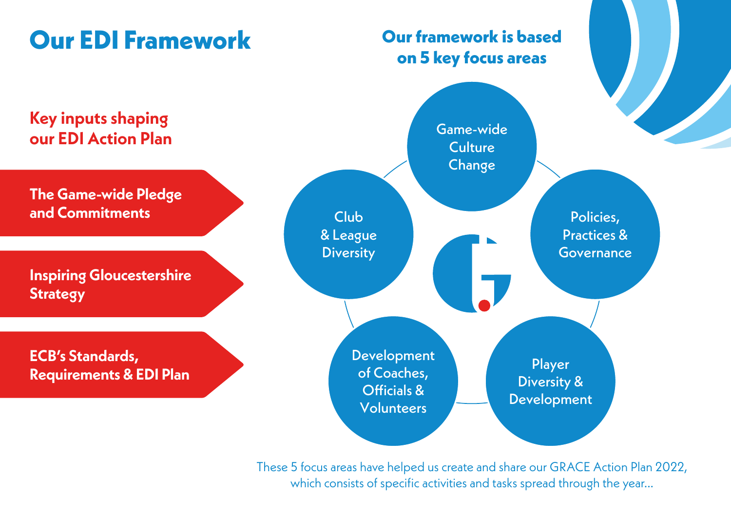# Our EDI Framework

## Key inputs shaping our EDI Action Plan

- **The Game-wide Pledge and Commitments**
- **Inspiring Gloucestershire Strategy**
- **ECB's Standards, Requirements & EDI Plan**

## Our framework is based on 5 key focus areas

- Game-wide Culture Change
- Policies, Practices & Governance
- Player Diversity & Development
- Development of Coaches, Officials & Volunteers
- Club & League Diversity

These 5 focus areas have helped us create and share our GRACE Action Plan 2022, which consists of specific activities and tasks spread through the year...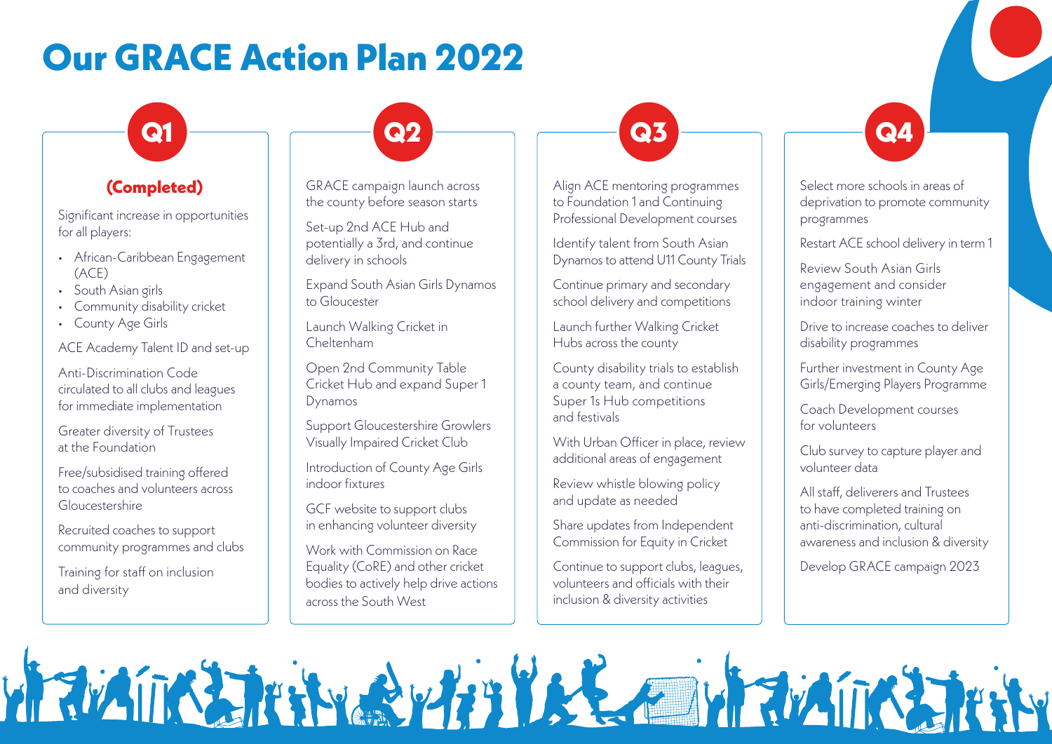# Our GRACE Action Plan 2022

## Q1

**(Completed)**

Significant increase in opportunities for all players:

- African-Caribbean Engagement (ACE)
- South Asian girls
- Community disability cricket
- County Age Girls

ACE Academy Talent ID and set-up

Anti-Discrimination Code circulated to all clubs and leagues for immediate implementation

Greater diversity of Trustees at the Foundation

Free/subsidised training offered to coaches and volunteers across Gloucestershire

Recruited coaches to support community programmes and clubs

Training for staff on inclusion and diversity

## Q2

GRACE campaign launch across the county before season starts

Set-up 2nd ACE Hub and potentially a 3rd, and continue delivery in schools

Expand South Asian Girls Dynamos to Gloucester

Launch Walking Cricket in Cheltenham

Open 2nd Community Table Cricket Hub and expand Super 1 Dynamos

Support Gloucestershire Growlers Visually Impaired Cricket Club

Introduction of County Age Girls indoor fixtures

GCF website to support clubs in enhancing volunteer diversity

Work with Commission on Race Equality (CoRE) and other cricket bodies to actively help drive actions across the South West

## Q3

Align ACE mentoring programmes to Foundation 1 and Continuing Professional Development courses

Identify talent from South Asian Dynamos to attend U11 County Trials

Continue primary and secondary school delivery and competitions

Launch further Walking Cricket Hubs across the county

County disability trials to establish a county team, and continue Super 1s Hub competitions and festivals

With Urban Officer in place, review additional areas of engagement

Review whistle blowing policy and update as needed

Share updates from Independent Commission for Equity in Cricket

Continue to support clubs, leagues, volunteers and officials with their inclusion & diversity activities

## Q4

Select more schools in areas of deprivation to promote community programmes

Restart ACE school delivery in term 1

Review South Asian Girls engagement and consider indoor training winter

Drive to increase coaches to deliver disability programmes

Further investment in County Age Girls/Emerging Players Programme

Coach Development courses for volunteers

Club survey to capture player and volunteer data

All staff, deliverers and Trustees to have completed training on anti-discrimination, cultural awareness and inclusion & diversity

Develop GRACE campaign 2023